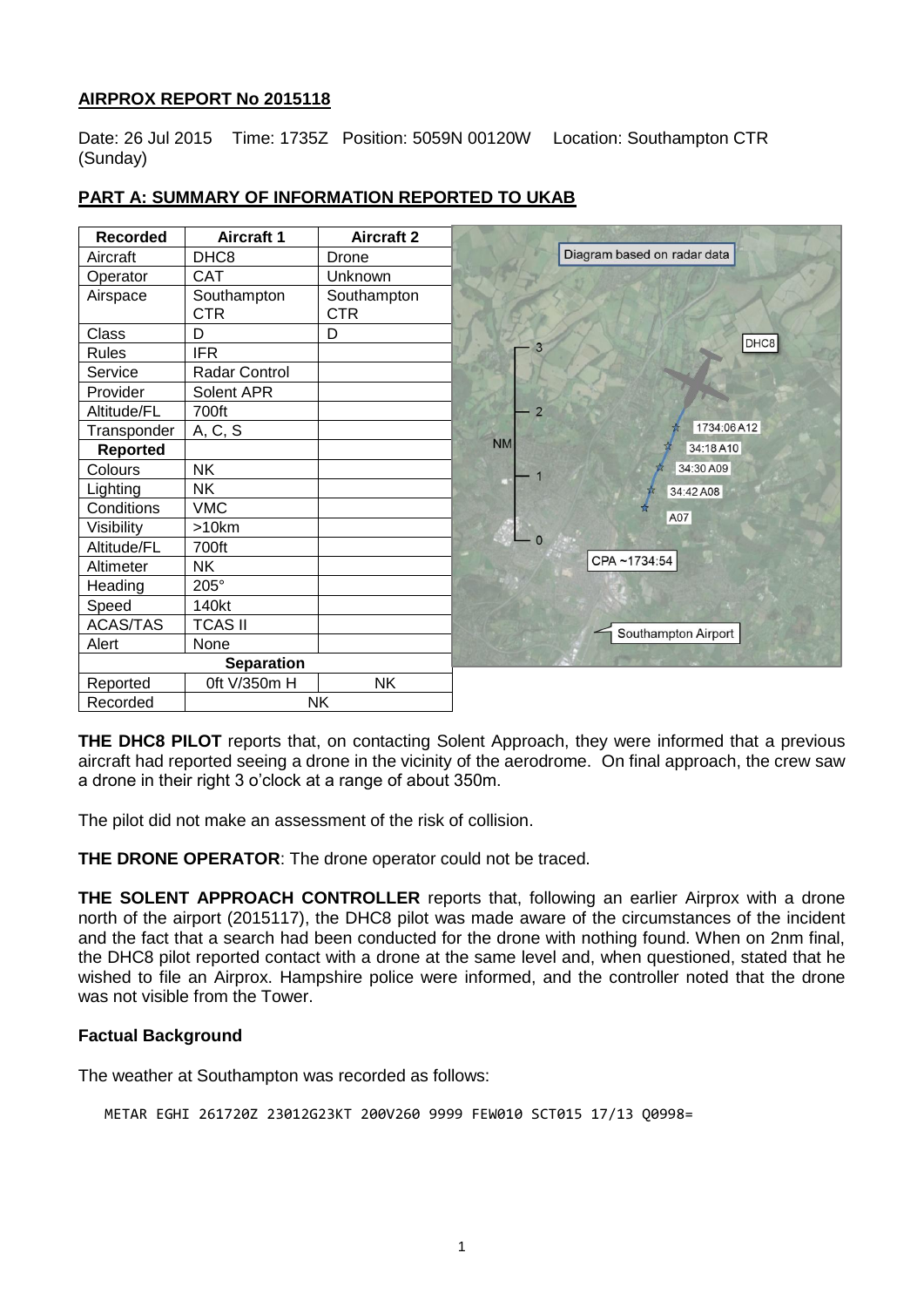**AIRPROX REPORT No 2015118**

Date: 26 Jul 2015 Time: 1735Z Position: 5059N 00120W Location: Southampton CTR (Sunday)

## PART A: SUMMARY OF INFORMATION REPORTED TO UKAB

| Recorded | Aircraft 1 | Aircraft 2 |
|---|---|---|
| Aircraft | DHC8 | Drone |
| Operator | CAT | Unknown |
| Airspace | Southampton CTR | Southampton CTR |
| Class | D | D |
| Rules | IFR | |
| Service | Radar Control | |
| Provider | Solent APR | |
| Altitude/FL | 700ft | |
| Transponder | A, C, S | |
| **Reported** | | |
| Colours | NK | |
| Lighting | NK | |
| Conditions | VMC | |
| Visibility | >10km | |
| Altitude/FL | 700ft | |
| Altimeter | NK | |
| Heading | 205° | |
| Speed | 140kt | |
| ACAS/TAS | TCAS II | |
| Alert | None | |
| **Separation** | | |
| Reported | 0ft V/350m H | NK |
| Recorded | NK | |

Diagram based on radar data

**THE DHC8 PILOT** reports that, on contacting Solent Approach, they were informed that a previous aircraft had reported seeing a drone in the vicinity of the aerodrome. On final approach, the crew saw a drone in their right 3 o'clock at a range of about 350m.

The pilot did not make an assessment of the risk of collision.

**THE DRONE OPERATOR**: The drone operator could not be traced.

**THE SOLENT APPROACH CONTROLLER** reports that, following an earlier Airprox with a drone north of the airport (2015117), the DHC8 pilot was made aware of the circumstances of the incident and the fact that a search had been conducted for the drone with nothing found. When on 2nm final, the DHC8 pilot reported contact with a drone at the same level and, when questioned, stated that he wished to file an Airprox. Hampshire police were informed, and the controller noted that the drone was not visible from the Tower.

### Factual Background

The weather at Southampton was recorded as follows:

```
METAR EGHI 261720Z 23012G23KT 200V260 9999 FEW010 SCT015 17/13 Q0998=
```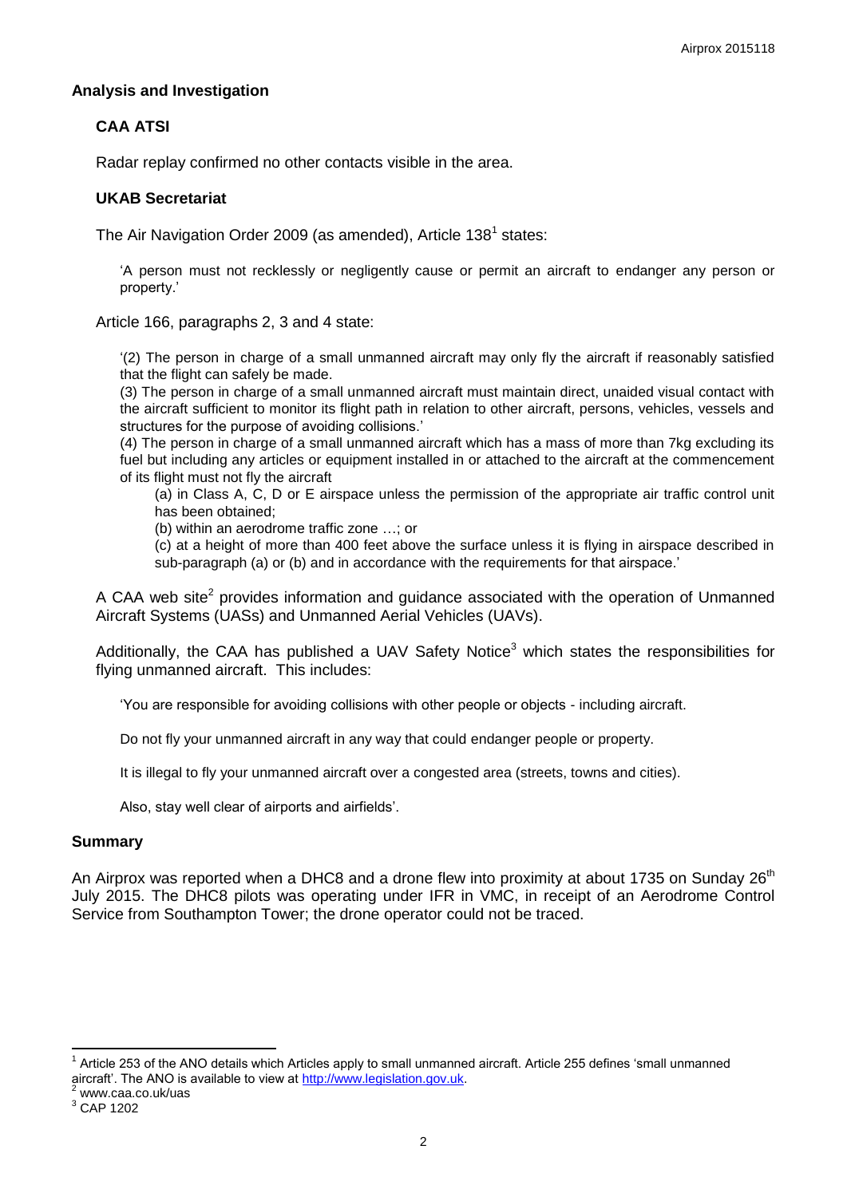## Analysis and Investigation

### CAA ATSI

Radar replay confirmed no other contacts visible in the area.

### UKAB Secretariat

The Air Navigation Order 2009 (as amended), Article 138[1] states:

> 'A person must not recklessly or negligently cause or permit an aircraft to endanger any person or property.'

Article 166, paragraphs 2, 3 and 4 state:

> '(2) The person in charge of a small unmanned aircraft may only fly the aircraft if reasonably satisfied that the flight can safely be made.
>
> (3) The person in charge of a small unmanned aircraft must maintain direct, unaided visual contact with the aircraft sufficient to monitor its flight path in relation to other aircraft, persons, vehicles, vessels and structures for the purpose of avoiding collisions.'
>
> (4) The person in charge of a small unmanned aircraft which has a mass of more than 7kg excluding its fuel but including any articles or equipment installed in or attached to the aircraft at the commencement of its flight must not fly the aircraft
>
> (a) in Class A, C, D or E airspace unless the permission of the appropriate air traffic control unit has been obtained;
>
> (b) within an aerodrome traffic zone …; or
>
> (c) at a height of more than 400 feet above the surface unless it is flying in airspace described in sub-paragraph (a) or (b) and in accordance with the requirements for that airspace.'

A CAA web site[2] provides information and guidance associated with the operation of Unmanned Aircraft Systems (UASs) and Unmanned Aerial Vehicles (UAVs).

Additionally, the CAA has published a UAV Safety Notice[3] which states the responsibilities for flying unmanned aircraft. This includes:

> 'You are responsible for avoiding collisions with other people or objects - including aircraft.
>
> Do not fly your unmanned aircraft in any way that could endanger people or property.
>
> It is illegal to fly your unmanned aircraft over a congested area (streets, towns and cities).
>
> Also, stay well clear of airports and airfields'.

## Summary

An Airprox was reported when a DHC8 and a drone flew into proximity at about 1735 on Sunday 26th July 2015. The DHC8 pilots was operating under IFR in VMC, in receipt of an Aerodrome Control Service from Southampton Tower; the drone operator could not be traced.

---

[1] Article 253 of the ANO details which Articles apply to small unmanned aircraft. Article 255 defines 'small unmanned aircraft'. The ANO is available to view at http://www.legislation.gov.uk.

[2] www.caa.co.uk/uas

[3] CAP 1202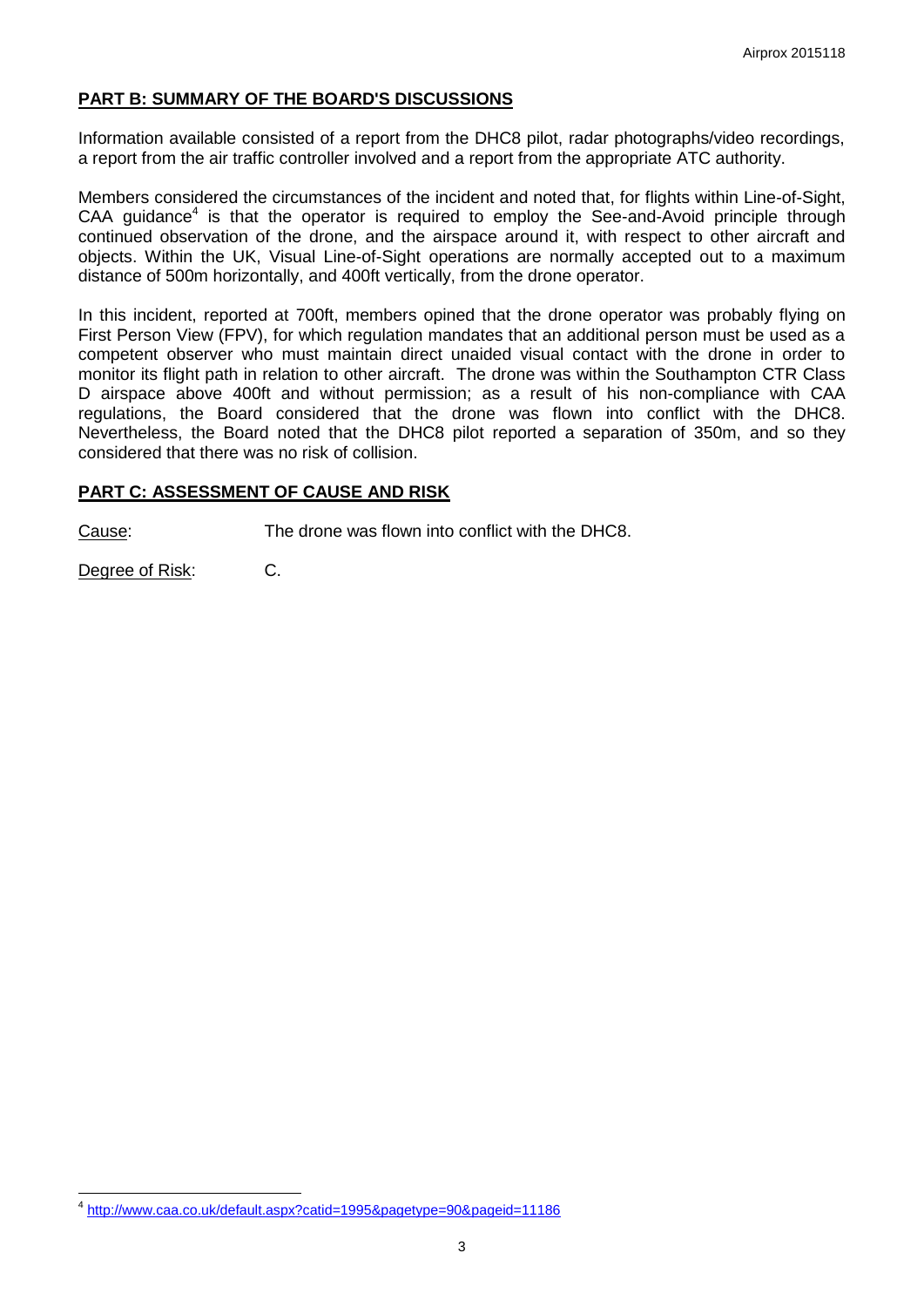## PART B: SUMMARY OF THE BOARD'S DISCUSSIONS

Information available consisted of a report from the DHC8 pilot, radar photographs/video recordings, a report from the air traffic controller involved and a report from the appropriate ATC authority.

Members considered the circumstances of the incident and noted that, for flights within Line-of-Sight, CAA guidance[4] is that the operator is required to employ the See-and-Avoid principle through continued observation of the drone, and the airspace around it, with respect to other aircraft and objects. Within the UK, Visual Line-of-Sight operations are normally accepted out to a maximum distance of 500m horizontally, and 400ft vertically, from the drone operator.

In this incident, reported at 700ft, members opined that the drone operator was probably flying on First Person View (FPV), for which regulation mandates that an additional person must be used as a competent observer who must maintain direct unaided visual contact with the drone in order to monitor its flight path in relation to other aircraft. The drone was within the Southampton CTR Class D airspace above 400ft and without permission; as a result of his non-compliance with CAA regulations, the Board considered that the drone was flown into conflict with the DHC8. Nevertheless, the Board noted that the DHC8 pilot reported a separation of 350m, and so they considered that there was no risk of collision.

## PART C: ASSESSMENT OF CAUSE AND RISK

Cause: The drone was flown into conflict with the DHC8.

Degree of Risk: C.

[4] http://www.caa.co.uk/default.aspx?catid=1995&pagetype=90&pageid=11186